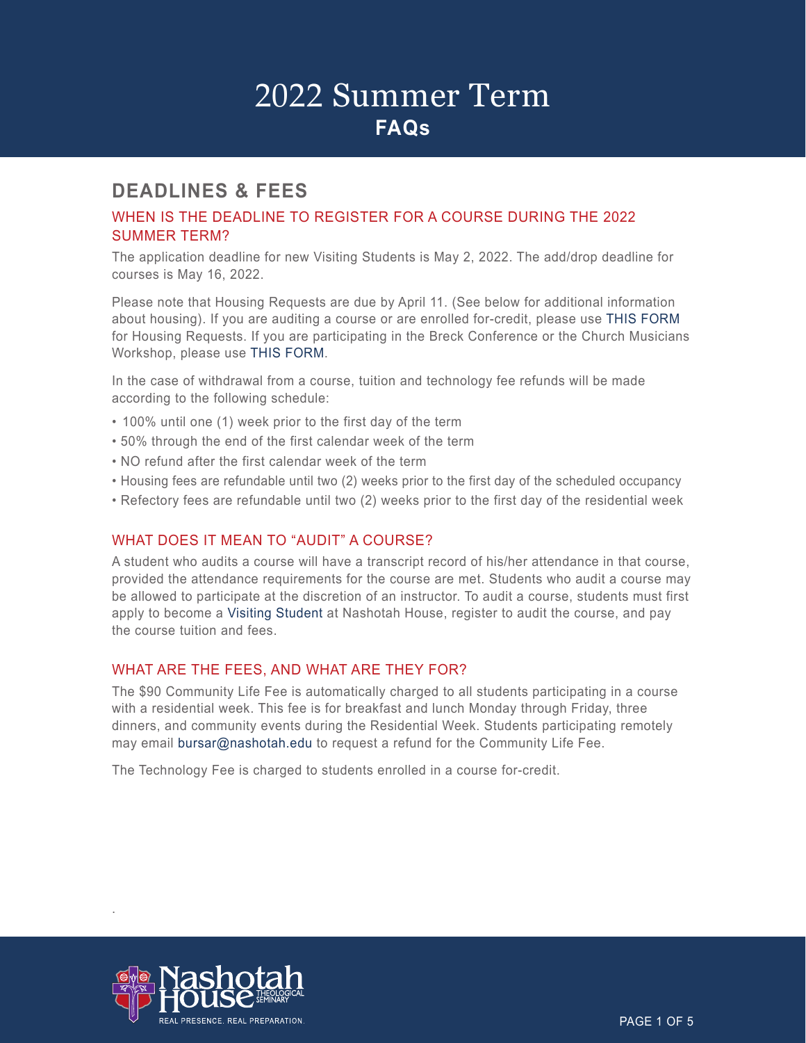# 2022 Summer Term
## FAQs

## DEADLINES & FEES

### WHEN IS THE DEADLINE TO REGISTER FOR A COURSE DURING THE 2022 SUMMER TERM?

The application deadline for new Visiting Students is May 2, 2022. The add/drop deadline for courses is May 16, 2022.

Please note that Housing Requests are due by April 11. (See below for additional information about housing). If you are auditing a course or are enrolled for-credit, please use THIS FORM for Housing Requests. If you are participating in the Breck Conference or the Church Musicians Workshop, please use THIS FORM.

In the case of withdrawal from a course, tuition and technology fee refunds will be made according to the following schedule:

- 100% until one (1) week prior to the first day of the term
- 50% through the end of the first calendar week of the term
- NO refund after the first calendar week of the term
- Housing fees are refundable until two (2) weeks prior to the first day of the scheduled occupancy
- Refectory fees are refundable until two (2) weeks prior to the first day of the residential week

### WHAT DOES IT MEAN TO "AUDIT" A COURSE?

A student who audits a course will have a transcript record of his/her attendance in that course, provided the attendance requirements for the course are met. Students who audit a course may be allowed to participate at the discretion of an instructor. To audit a course, students must first apply to become a Visiting Student at Nashotah House, register to audit the course, and pay the course tuition and fees.

### WHAT ARE THE FEES, AND WHAT ARE THEY FOR?

The $90 Community Life Fee is automatically charged to all students participating in a course with a residential week. This fee is for breakfast and lunch Monday through Friday, three dinners, and community events during the Residential Week. Students participating remotely may email bursar@nashotah.edu to request a refund for the Community Life Fee.

The Technology Fee is charged to students enrolled in a course for-credit.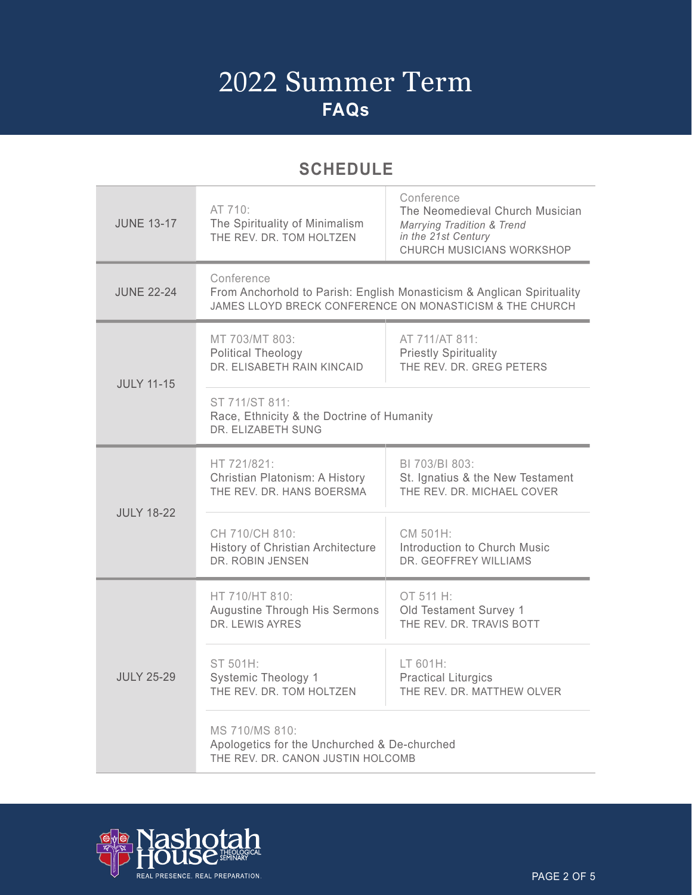# 2022 Summer Term

**FAQs**

## SCHEDULE

| | | |
|---|---|---|
| JUNE 13-17 | AT 710:<br>The Spirituality of Minimalism<br>THE REV. DR. TOM HOLTZEN | Conference<br>The Neomedieval Church Musician<br>*Marrying Tradition & Trend in the 21st Century*<br>CHURCH MUSICIANS WORKSHOP |
| JUNE 22-24 | Conference<br>From Anchorhold to Parish: English Monasticism & Anglican Spirituality<br>JAMES LLOYD BRECK CONFERENCE ON MONASTICISM & THE CHURCH | |
| JULY 11-15 | MT 703/MT 803:<br>Political Theology<br>DR. ELISABETH RAIN KINCAID | AT 711/AT 811:<br>Priestly Spirituality<br>THE REV. DR. GREG PETERS |
| | ST 711/ST 811:<br>Race, Ethnicity & the Doctrine of Humanity<br>DR. ELIZABETH SUNG | |
| JULY 18-22 | HT 721/821:<br>Christian Platonism: A History<br>THE REV. DR. HANS BOERSMA | BI 703/BI 803:<br>St. Ignatius & the New Testament<br>THE REV. DR. MICHAEL COVER |
| | CH 710/CH 810:<br>History of Christian Architecture<br>DR. ROBIN JENSEN | CM 501H:<br>Introduction to Church Music<br>DR. GEOFFREY WILLIAMS |
| JULY 25-29 | HT 710/HT 810:<br>Augustine Through His Sermons<br>DR. LEWIS AYRES | OT 511 H:<br>Old Testament Survey 1<br>THE REV. DR. TRAVIS BOTT |
| | ST 501H:<br>Systemic Theology 1<br>THE REV. DR. TOM HOLTZEN | LT 601H:<br>Practical Liturgics<br>THE REV. DR. MATTHEW OLVER |
| | MS 710/MS 810:<br>Apologetics for the Unchurched & De-churched<br>THE REV. DR. CANON JUSTIN HOLCOMB | |

Nashotah House Theological Seminary

REAL PRESENCE. REAL PREPARATION.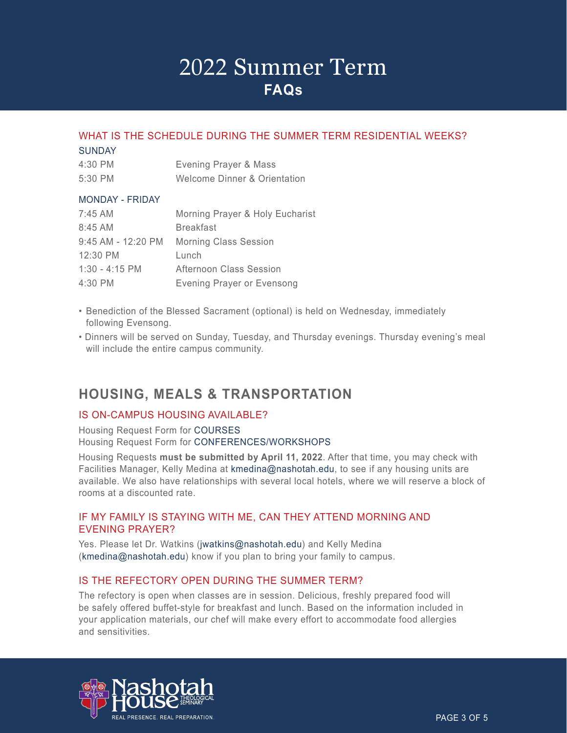# 2022 Summer Term
## FAQs

### WHAT IS THE SCHEDULE DURING THE SUMMER TERM RESIDENTIAL WEEKS?

**SUNDAY**

| | |
|---|---|
| 4:30 PM | Evening Prayer & Mass |
| 5:30 PM | Welcome Dinner & Orientation |

**MONDAY - FRIDAY**

| | |
|---|---|
| 7:45 AM | Morning Prayer & Holy Eucharist |
| 8:45 AM | Breakfast |
| 9:45 AM - 12:20 PM | Morning Class Session |
| 12:30 PM | Lunch |
| 1:30 - 4:15 PM | Afternoon Class Session |
| 4:30 PM | Evening Prayer or Evensong |

- Benediction of the Blessed Sacrament (optional) is held on Wednesday, immediately following Evensong.
- Dinners will be served on Sunday, Tuesday, and Thursday evenings. Thursday evening's meal will include the entire campus community.

## HOUSING, MEALS & TRANSPORTATION

### IS ON-CAMPUS HOUSING AVAILABLE?

Housing Request Form for COURSES
Housing Request Form for CONFERENCES/WORKSHOPS

Housing Requests **must be submitted by April 11, 2022**. After that time, you may check with Facilities Manager, Kelly Medina at kmedina@nashotah.edu, to see if any housing units are available. We also have relationships with several local hotels, where we will reserve a block of rooms at a discounted rate.

### IF MY FAMILY IS STAYING WITH ME, CAN THEY ATTEND MORNING AND EVENING PRAYER?

Yes. Please let Dr. Watkins (jwatkins@nashotah.edu) and Kelly Medina (kmedina@nashotah.edu) know if you plan to bring your family to campus.

### IS THE REFECTORY OPEN DURING THE SUMMER TERM?

The refectory is open when classes are in session. Delicious, freshly prepared food will be safely offered buffet-style for breakfast and lunch. Based on the information included in your application materials, our chef will make every effort to accommodate food allergies and sensitivities.

Nashotah House Theological Seminary
REAL PRESENCE. REAL PREPARATION.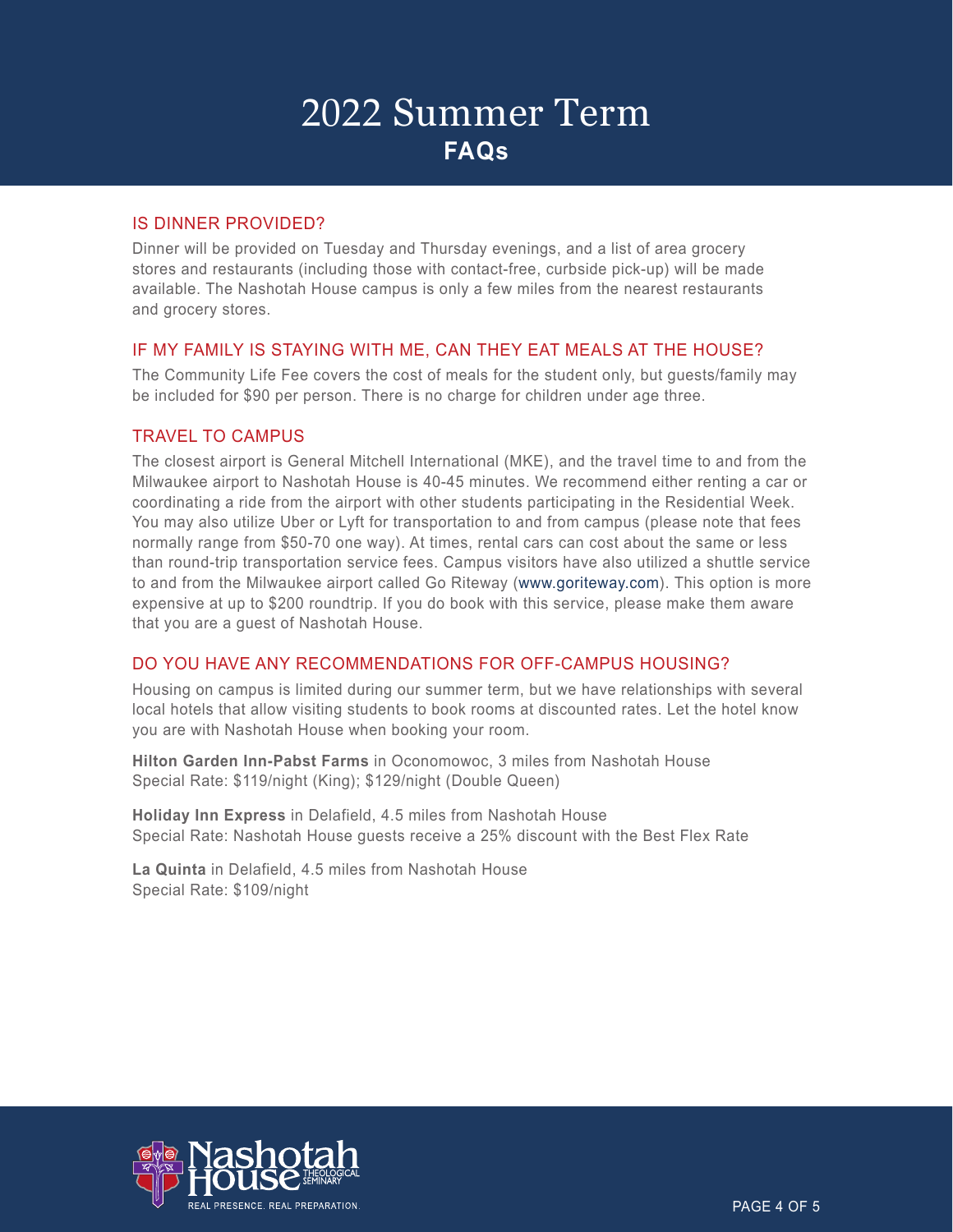# 2022 Summer Term

## FAQs

### IS DINNER PROVIDED?

Dinner will be provided on Tuesday and Thursday evenings, and a list of area grocery stores and restaurants (including those with contact-free, curbside pick-up) will be made available. The Nashotah House campus is only a few miles from the nearest restaurants and grocery stores.

### IF MY FAMILY IS STAYING WITH ME, CAN THEY EAT MEALS AT THE HOUSE?

The Community Life Fee covers the cost of meals for the student only, but guests/family may be included for $90 per person. There is no charge for children under age three.

### TRAVEL TO CAMPUS

The closest airport is General Mitchell International (MKE), and the travel time to and from the Milwaukee airport to Nashotah House is 40-45 minutes. We recommend either renting a car or coordinating a ride from the airport with other students participating in the Residential Week. You may also utilize Uber or Lyft for transportation to and from campus (please note that fees normally range from $50-70 one way). At times, rental cars can cost about the same or less than round-trip transportation service fees. Campus visitors have also utilized a shuttle service to and from the Milwaukee airport called Go Riteway (www.goriteway.com). This option is more expensive at up to $200 roundtrip. If you do book with this service, please make them aware that you are a guest of Nashotah House.

### DO YOU HAVE ANY RECOMMENDATIONS FOR OFF-CAMPUS HOUSING?

Housing on campus is limited during our summer term, but we have relationships with several local hotels that allow visiting students to book rooms at discounted rates. Let the hotel know you are with Nashotah House when booking your room.

**Hilton Garden Inn-Pabst Farms** in Oconomowoc, 3 miles from Nashotah House
Special Rate: $119/night (King); $129/night (Double Queen)

**Holiday Inn Express** in Delafield, 4.5 miles from Nashotah House
Special Rate: Nashotah House guests receive a 25% discount with the Best Flex Rate

**La Quinta** in Delafield, 4.5 miles from Nashotah House
Special Rate: $109/night

Nashotah House Theological Seminary
REAL PRESENCE. REAL PREPARATION.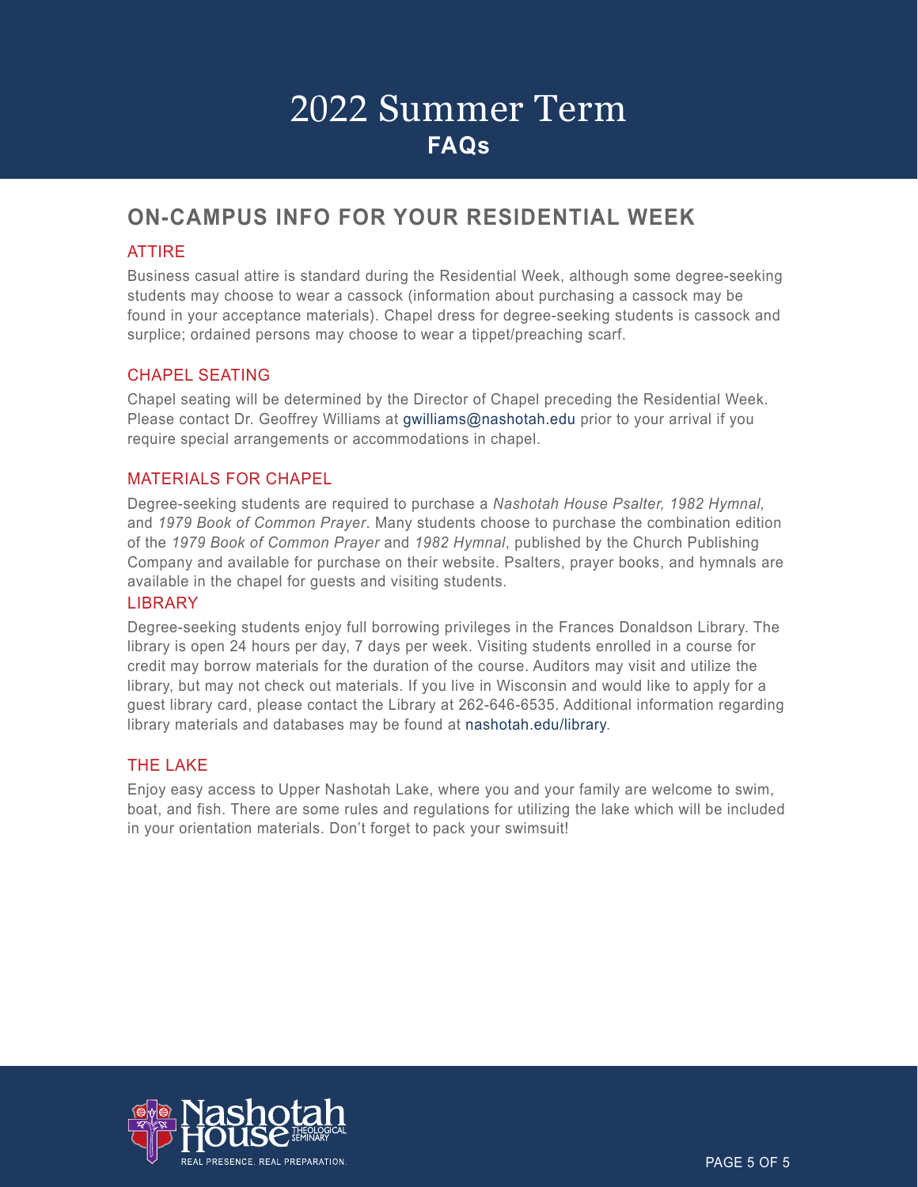# 2022 Summer Term

## FAQs

## ON-CAMPUS INFO FOR YOUR RESIDENTIAL WEEK

### ATTIRE

Business casual attire is standard during the Residential Week, although some degree-seeking students may choose to wear a cassock (information about purchasing a cassock may be found in your acceptance materials). Chapel dress for degree-seeking students is cassock and surplice; ordained persons may choose to wear a tippet/preaching scarf.

### CHAPEL SEATING

Chapel seating will be determined by the Director of Chapel preceding the Residential Week. Please contact Dr. Geoffrey Williams at gwilliams@nashotah.edu prior to your arrival if you require special arrangements or accommodations in chapel.

### MATERIALS FOR CHAPEL

Degree-seeking students are required to purchase a *Nashotah House Psalter, 1982 Hymnal,* and *1979 Book of Common Prayer*. Many students choose to purchase the combination edition of the *1979 Book of Common Prayer* and *1982 Hymnal*, published by the Church Publishing Company and available for purchase on their website. Psalters, prayer books, and hymnals are available in the chapel for guests and visiting students.

### LIBRARY

Degree-seeking students enjoy full borrowing privileges in the Frances Donaldson Library. The library is open 24 hours per day, 7 days per week. Visiting students enrolled in a course for credit may borrow materials for the duration of the course. Auditors may visit and utilize the library, but may not check out materials. If you live in Wisconsin and would like to apply for a guest library card, please contact the Library at 262-646-6535. Additional information regarding library materials and databases may be found at nashotah.edu/library.

### THE LAKE

Enjoy easy access to Upper Nashotah Lake, where you and your family are welcome to swim, boat, and fish. There are some rules and regulations for utilizing the lake which will be included in your orientation materials. Don't forget to pack your swimsuit!

Nashotah House Theological Seminary

REAL PRESENCE. REAL PREPARATION.